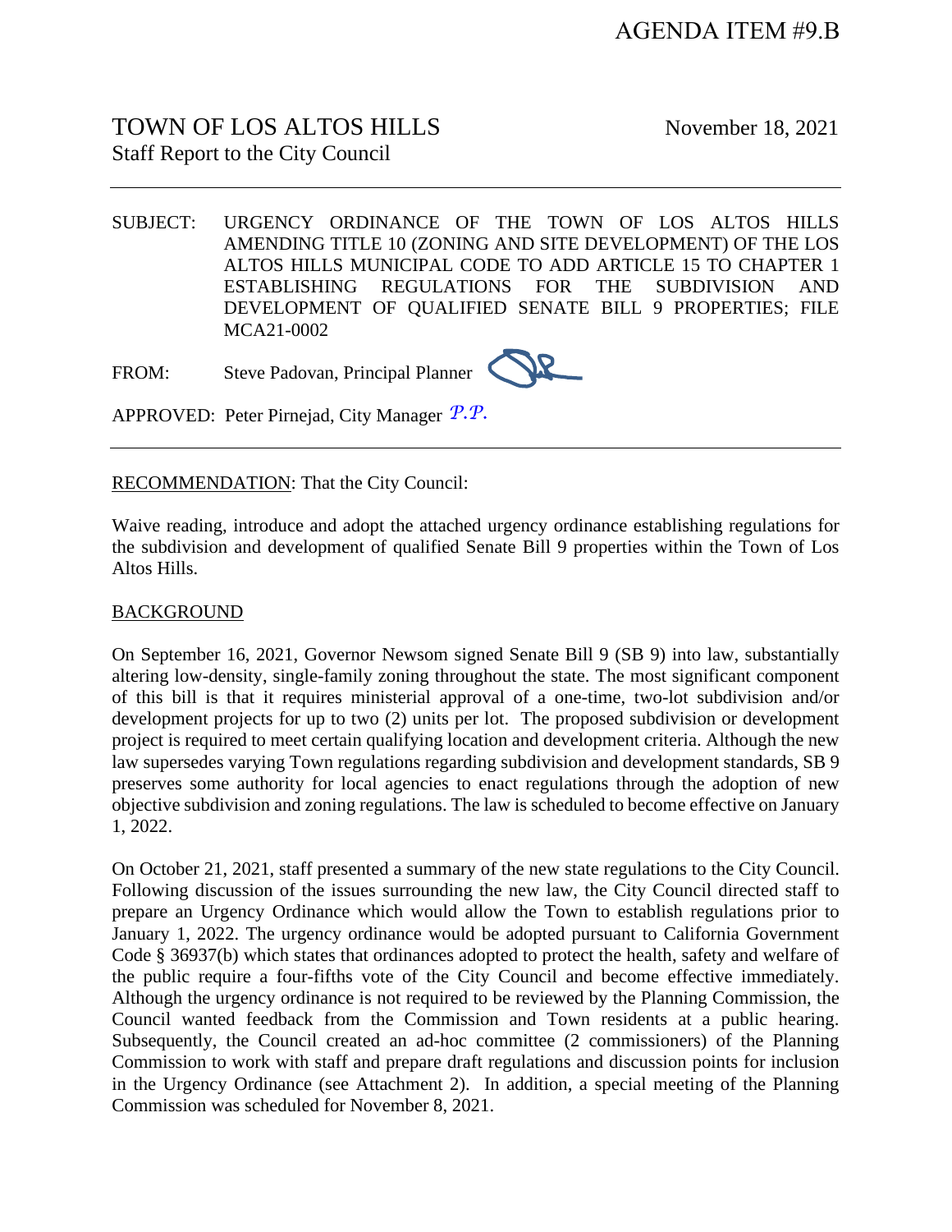AGENDA ITEM #9.B

TOWN OF LOS ALTOS HILLS
Staff Report to the City Council

November 18, 2021

---

SUBJECT: URGENCY ORDINANCE OF THE TOWN OF LOS ALTOS HILLS AMENDING TITLE 10 (ZONING AND SITE DEVELOPMENT) OF THE LOS ALTOS HILLS MUNICIPAL CODE TO ADD ARTICLE 15 TO CHAPTER 1 ESTABLISHING REGULATIONS FOR THE SUBDIVISION AND DEVELOPMENT OF QUALIFIED SENATE BILL 9 PROPERTIES; FILE MCA21-0002

FROM: Steve Padovan, Principal Planner

APPROVED: Peter Pirnejad, City Manager *P.P.*

---

RECOMMENDATION: That the City Council:

Waive reading, introduce and adopt the attached urgency ordinance establishing regulations for the subdivision and development of qualified Senate Bill 9 properties within the Town of Los Altos Hills.

BACKGROUND

On September 16, 2021, Governor Newsom signed Senate Bill 9 (SB 9) into law, substantially altering low-density, single-family zoning throughout the state. The most significant component of this bill is that it requires ministerial approval of a one-time, two-lot subdivision and/or development projects for up to two (2) units per lot. The proposed subdivision or development project is required to meet certain qualifying location and development criteria. Although the new law supersedes varying Town regulations regarding subdivision and development standards, SB 9 preserves some authority for local agencies to enact regulations through the adoption of new objective subdivision and zoning regulations. The law is scheduled to become effective on January 1, 2022.

On October 21, 2021, staff presented a summary of the new state regulations to the City Council. Following discussion of the issues surrounding the new law, the City Council directed staff to prepare an Urgency Ordinance which would allow the Town to establish regulations prior to January 1, 2022. The urgency ordinance would be adopted pursuant to California Government Code § 36937(b) which states that ordinances adopted to protect the health, safety and welfare of the public require a four-fifths vote of the City Council and become effective immediately. Although the urgency ordinance is not required to be reviewed by the Planning Commission, the Council wanted feedback from the Commission and Town residents at a public hearing. Subsequently, the Council created an ad-hoc committee (2 commissioners) of the Planning Commission to work with staff and prepare draft regulations and discussion points for inclusion in the Urgency Ordinance (see Attachment 2). In addition, a special meeting of the Planning Commission was scheduled for November 8, 2021.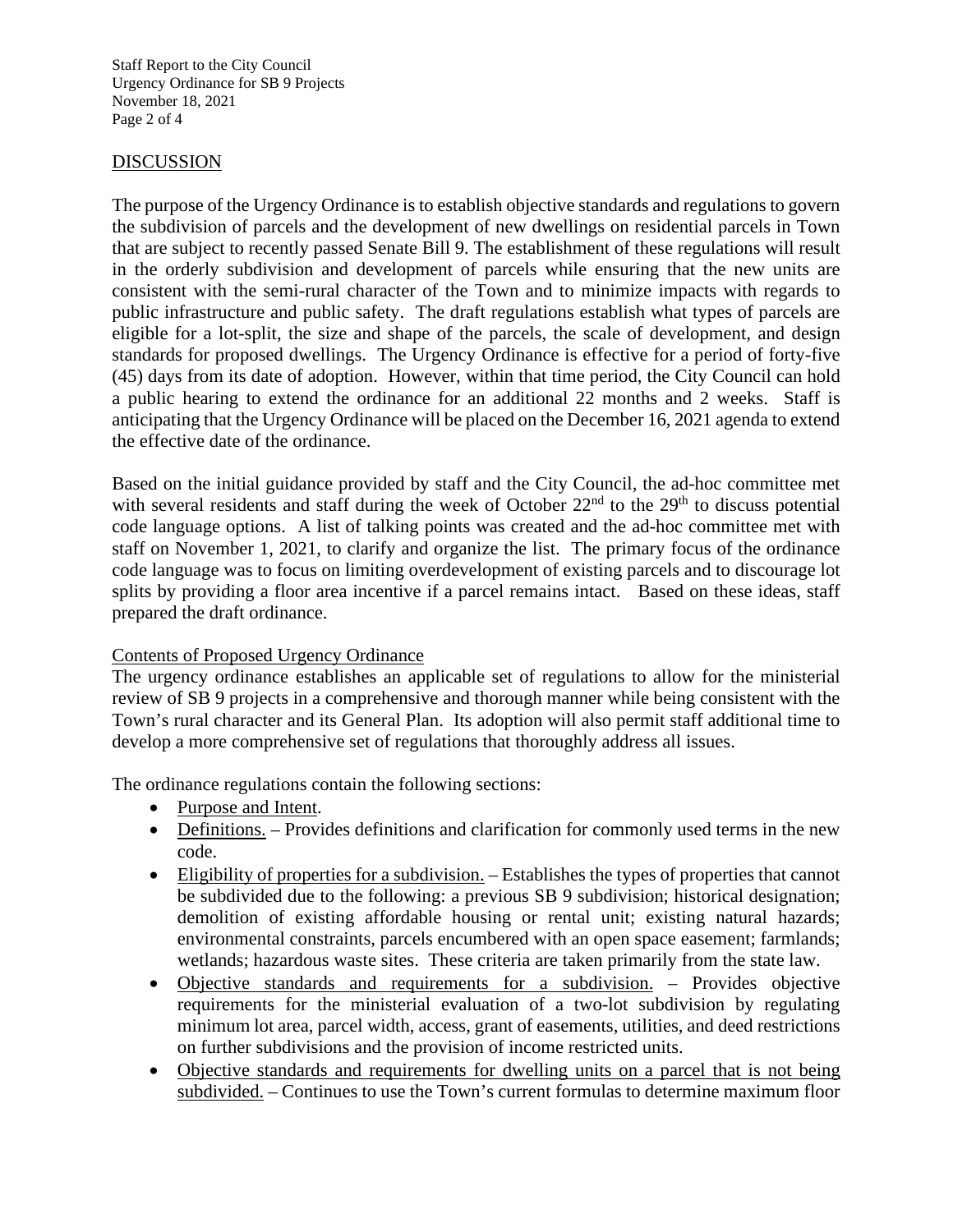## DISCUSSION

The purpose of the Urgency Ordinance is to establish objective standards and regulations to govern the subdivision of parcels and the development of new dwellings on residential parcels in Town that are subject to recently passed Senate Bill 9. The establishment of these regulations will result in the orderly subdivision and development of parcels while ensuring that the new units are consistent with the semi-rural character of the Town and to minimize impacts with regards to public infrastructure and public safety. The draft regulations establish what types of parcels are eligible for a lot-split, the size and shape of the parcels, the scale of development, and design standards for proposed dwellings. The Urgency Ordinance is effective for a period of forty-five (45) days from its date of adoption. However, within that time period, the City Council can hold a public hearing to extend the ordinance for an additional 22 months and 2 weeks. Staff is anticipating that the Urgency Ordinance will be placed on the December 16, 2021 agenda to extend the effective date of the ordinance.

Based on the initial guidance provided by staff and the City Council, the ad-hoc committee met with several residents and staff during the week of October 22nd to the 29th to discuss potential code language options. A list of talking points was created and the ad-hoc committee met with staff on November 1, 2021, to clarify and organize the list. The primary focus of the ordinance code language was to focus on limiting overdevelopment of existing parcels and to discourage lot splits by providing a floor area incentive if a parcel remains intact. Based on these ideas, staff prepared the draft ordinance.

### Contents of Proposed Urgency Ordinance

The urgency ordinance establishes an applicable set of regulations to allow for the ministerial review of SB 9 projects in a comprehensive and thorough manner while being consistent with the Town's rural character and its General Plan. Its adoption will also permit staff additional time to develop a more comprehensive set of regulations that thoroughly address all issues.

The ordinance regulations contain the following sections:

- Purpose and Intent.
- Definitions. – Provides definitions and clarification for commonly used terms in the new code.
- Eligibility of properties for a subdivision. – Establishes the types of properties that cannot be subdivided due to the following: a previous SB 9 subdivision; historical designation; demolition of existing affordable housing or rental unit; existing natural hazards; environmental constraints, parcels encumbered with an open space easement; farmlands; wetlands; hazardous waste sites. These criteria are taken primarily from the state law.
- Objective standards and requirements for a subdivision. – Provides objective requirements for the ministerial evaluation of a two-lot subdivision by regulating minimum lot area, parcel width, access, grant of easements, utilities, and deed restrictions on further subdivisions and the provision of income restricted units.
- Objective standards and requirements for dwelling units on a parcel that is not being subdivided. – Continues to use the Town's current formulas to determine maximum floor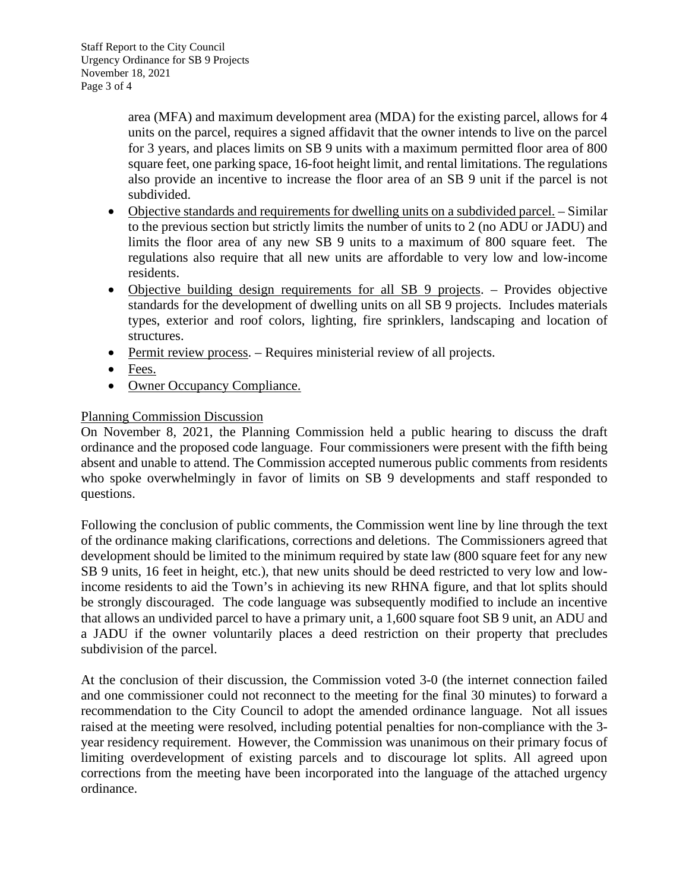area (MFA) and maximum development area (MDA) for the existing parcel, allows for 4 units on the parcel, requires a signed affidavit that the owner intends to live on the parcel for 3 years, and places limits on SB 9 units with a maximum permitted floor area of 800 square feet, one parking space, 16-foot height limit, and rental limitations. The regulations also provide an incentive to increase the floor area of an SB 9 unit if the parcel is not subdivided.

- Objective standards and requirements for dwelling units on a subdivided parcel. – Similar to the previous section but strictly limits the number of units to 2 (no ADU or JADU) and limits the floor area of any new SB 9 units to a maximum of 800 square feet. The regulations also require that all new units are affordable to very low and low-income residents.
- Objective building design requirements for all SB 9 projects. – Provides objective standards for the development of dwelling units on all SB 9 projects. Includes materials types, exterior and roof colors, lighting, fire sprinklers, landscaping and location of structures.
- Permit review process. – Requires ministerial review of all projects.
- Fees.
- Owner Occupancy Compliance.

Planning Commission Discussion

On November 8, 2021, the Planning Commission held a public hearing to discuss the draft ordinance and the proposed code language. Four commissioners were present with the fifth being absent and unable to attend. The Commission accepted numerous public comments from residents who spoke overwhelmingly in favor of limits on SB 9 developments and staff responded to questions.

Following the conclusion of public comments, the Commission went line by line through the text of the ordinance making clarifications, corrections and deletions. The Commissioners agreed that development should be limited to the minimum required by state law (800 square feet for any new SB 9 units, 16 feet in height, etc.), that new units should be deed restricted to very low and low-income residents to aid the Town's in achieving its new RHNA figure, and that lot splits should be strongly discouraged. The code language was subsequently modified to include an incentive that allows an undivided parcel to have a primary unit, a 1,600 square foot SB 9 unit, an ADU and a JADU if the owner voluntarily places a deed restriction on their property that precludes subdivision of the parcel.

At the conclusion of their discussion, the Commission voted 3-0 (the internet connection failed and one commissioner could not reconnect to the meeting for the final 30 minutes) to forward a recommendation to the City Council to adopt the amended ordinance language. Not all issues raised at the meeting were resolved, including potential penalties for non-compliance with the 3-year residency requirement. However, the Commission was unanimous on their primary focus of limiting overdevelopment of existing parcels and to discourage lot splits. All agreed upon corrections from the meeting have been incorporated into the language of the attached urgency ordinance.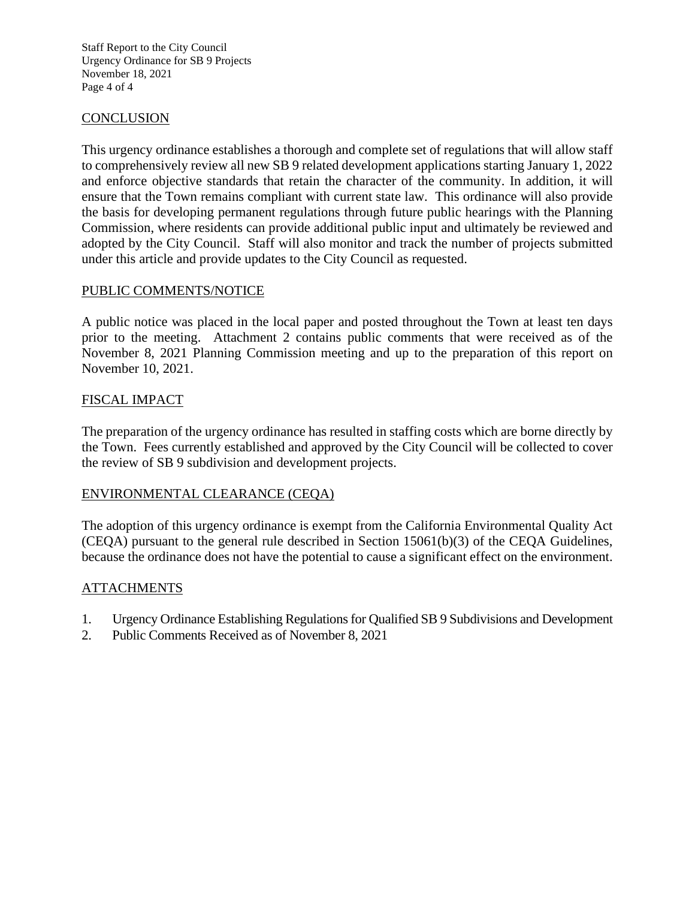## CONCLUSION

This urgency ordinance establishes a thorough and complete set of regulations that will allow staff to comprehensively review all new SB 9 related development applications starting January 1, 2022 and enforce objective standards that retain the character of the community. In addition, it will ensure that the Town remains compliant with current state law. This ordinance will also provide the basis for developing permanent regulations through future public hearings with the Planning Commission, where residents can provide additional public input and ultimately be reviewed and adopted by the City Council. Staff will also monitor and track the number of projects submitted under this article and provide updates to the City Council as requested.

## PUBLIC COMMENTS/NOTICE

A public notice was placed in the local paper and posted throughout the Town at least ten days prior to the meeting. Attachment 2 contains public comments that were received as of the November 8, 2021 Planning Commission meeting and up to the preparation of this report on November 10, 2021.

## FISCAL IMPACT

The preparation of the urgency ordinance has resulted in staffing costs which are borne directly by the Town. Fees currently established and approved by the City Council will be collected to cover the review of SB 9 subdivision and development projects.

## ENVIRONMENTAL CLEARANCE (CEQA)

The adoption of this urgency ordinance is exempt from the California Environmental Quality Act (CEQA) pursuant to the general rule described in Section 15061(b)(3) of the CEQA Guidelines, because the ordinance does not have the potential to cause a significant effect on the environment.

## ATTACHMENTS

1. Urgency Ordinance Establishing Regulations for Qualified SB 9 Subdivisions and Development
2. Public Comments Received as of November 8, 2021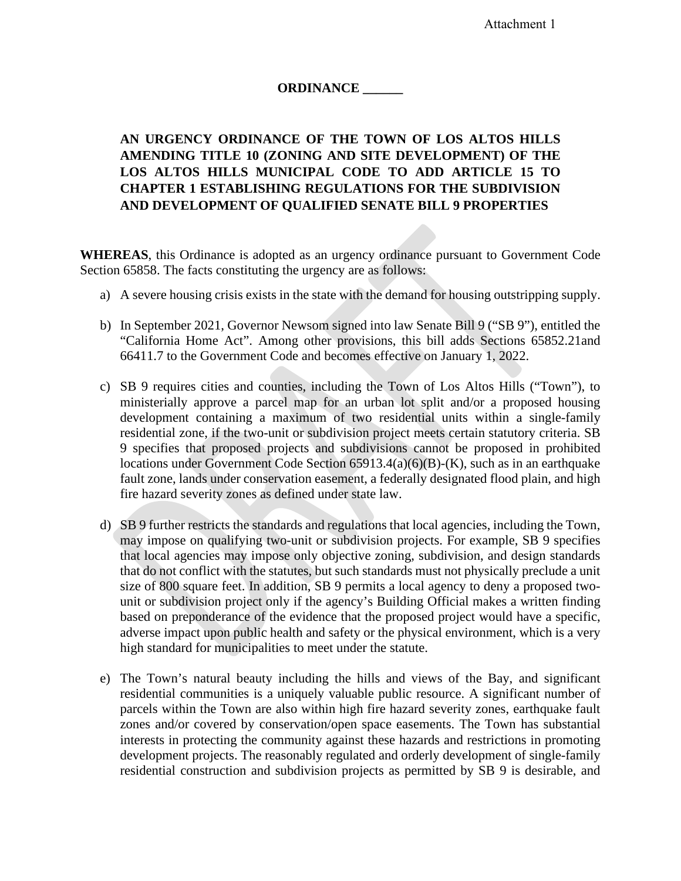Attachment 1

**ORDINANCE ______**

**AN URGENCY ORDINANCE OF THE TOWN OF LOS ALTOS HILLS AMENDING TITLE 10 (ZONING AND SITE DEVELOPMENT) OF THE LOS ALTOS HILLS MUNICIPAL CODE TO ADD ARTICLE 15 TO CHAPTER 1 ESTABLISHING REGULATIONS FOR THE SUBDIVISION AND DEVELOPMENT OF QUALIFIED SENATE BILL 9 PROPERTIES**

**WHEREAS**, this Ordinance is adopted as an urgency ordinance pursuant to Government Code Section 65858. The facts constituting the urgency are as follows:

a) A severe housing crisis exists in the state with the demand for housing outstripping supply.

b) In September 2021, Governor Newsom signed into law Senate Bill 9 ("SB 9"), entitled the "California Home Act". Among other provisions, this bill adds Sections 65852.21and 66411.7 to the Government Code and becomes effective on January 1, 2022.

c) SB 9 requires cities and counties, including the Town of Los Altos Hills ("Town"), to ministerially approve a parcel map for an urban lot split and/or a proposed housing development containing a maximum of two residential units within a single-family residential zone, if the two-unit or subdivision project meets certain statutory criteria. SB 9 specifies that proposed projects and subdivisions cannot be proposed in prohibited locations under Government Code Section 65913.4(a)(6)(B)-(K), such as in an earthquake fault zone, lands under conservation easement, a federally designated flood plain, and high fire hazard severity zones as defined under state law.

d) SB 9 further restricts the standards and regulations that local agencies, including the Town, may impose on qualifying two-unit or subdivision projects. For example, SB 9 specifies that local agencies may impose only objective zoning, subdivision, and design standards that do not conflict with the statutes, but such standards must not physically preclude a unit size of 800 square feet. In addition, SB 9 permits a local agency to deny a proposed two-unit or subdivision project only if the agency's Building Official makes a written finding based on preponderance of the evidence that the proposed project would have a specific, adverse impact upon public health and safety or the physical environment, which is a very high standard for municipalities to meet under the statute.

e) The Town's natural beauty including the hills and views of the Bay, and significant residential communities is a uniquely valuable public resource. A significant number of parcels within the Town are also within high fire hazard severity zones, earthquake fault zones and/or covered by conservation/open space easements. The Town has substantial interests in protecting the community against these hazards and restrictions in promoting development projects. The reasonably regulated and orderly development of single-family residential construction and subdivision projects as permitted by SB 9 is desirable, and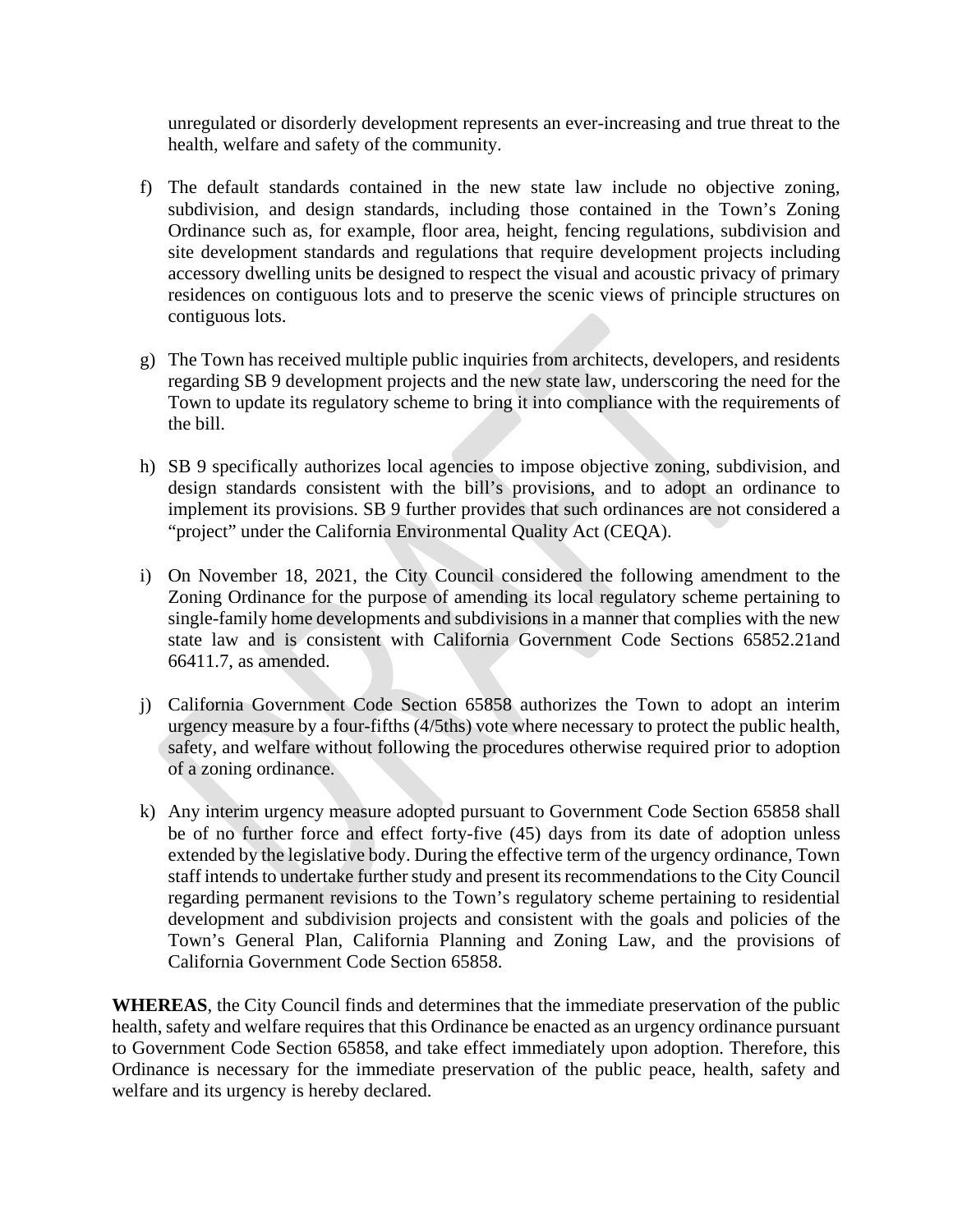unregulated or disorderly development represents an ever-increasing and true threat to the health, welfare and safety of the community.

f) The default standards contained in the new state law include no objective zoning, subdivision, and design standards, including those contained in the Town's Zoning Ordinance such as, for example, floor area, height, fencing regulations, subdivision and site development standards and regulations that require development projects including accessory dwelling units be designed to respect the visual and acoustic privacy of primary residences on contiguous lots and to preserve the scenic views of principle structures on contiguous lots.

g) The Town has received multiple public inquiries from architects, developers, and residents regarding SB 9 development projects and the new state law, underscoring the need for the Town to update its regulatory scheme to bring it into compliance with the requirements of the bill.

h) SB 9 specifically authorizes local agencies to impose objective zoning, subdivision, and design standards consistent with the bill's provisions, and to adopt an ordinance to implement its provisions. SB 9 further provides that such ordinances are not considered a "project" under the California Environmental Quality Act (CEQA).

i) On November 18, 2021, the City Council considered the following amendment to the Zoning Ordinance for the purpose of amending its local regulatory scheme pertaining to single-family home developments and subdivisions in a manner that complies with the new state law and is consistent with California Government Code Sections 65852.21and 66411.7, as amended.

j) California Government Code Section 65858 authorizes the Town to adopt an interim urgency measure by a four-fifths (4/5ths) vote where necessary to protect the public health, safety, and welfare without following the procedures otherwise required prior to adoption of a zoning ordinance.

k) Any interim urgency measure adopted pursuant to Government Code Section 65858 shall be of no further force and effect forty-five (45) days from its date of adoption unless extended by the legislative body. During the effective term of the urgency ordinance, Town staff intends to undertake further study and present its recommendations to the City Council regarding permanent revisions to the Town's regulatory scheme pertaining to residential development and subdivision projects and consistent with the goals and policies of the Town's General Plan, California Planning and Zoning Law, and the provisions of California Government Code Section 65858.

**WHEREAS**, the City Council finds and determines that the immediate preservation of the public health, safety and welfare requires that this Ordinance be enacted as an urgency ordinance pursuant to Government Code Section 65858, and take effect immediately upon adoption. Therefore, this Ordinance is necessary for the immediate preservation of the public peace, health, safety and welfare and its urgency is hereby declared.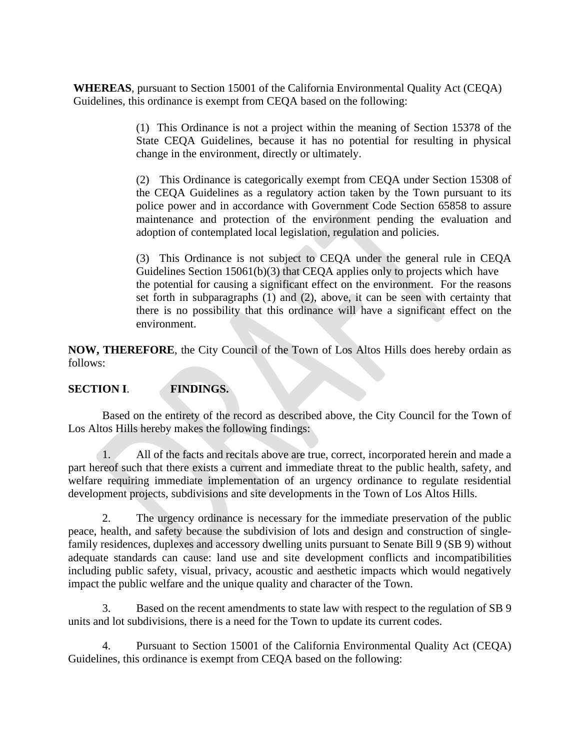**WHEREAS**, pursuant to Section 15001 of the California Environmental Quality Act (CEQA) Guidelines, this ordinance is exempt from CEQA based on the following:

> (1) This Ordinance is not a project within the meaning of Section 15378 of the State CEQA Guidelines, because it has no potential for resulting in physical change in the environment, directly or ultimately.
>
> (2) This Ordinance is categorically exempt from CEQA under Section 15308 of the CEQA Guidelines as a regulatory action taken by the Town pursuant to its police power and in accordance with Government Code Section 65858 to assure maintenance and protection of the environment pending the evaluation and adoption of contemplated local legislation, regulation and policies.
>
> (3) This Ordinance is not subject to CEQA under the general rule in CEQA Guidelines Section 15061(b)(3) that CEQA applies only to projects which have the potential for causing a significant effect on the environment. For the reasons set forth in subparagraphs (1) and (2), above, it can be seen with certainty that there is no possibility that this ordinance will have a significant effect on the environment.

**NOW, THEREFORE**, the City Council of the Town of Los Altos Hills does hereby ordain as follows:

**SECTION I**. **FINDINGS.**

Based on the entirety of the record as described above, the City Council for the Town of Los Altos Hills hereby makes the following findings:

1. All of the facts and recitals above are true, correct, incorporated herein and made a part hereof such that there exists a current and immediate threat to the public health, safety, and welfare requiring immediate implementation of an urgency ordinance to regulate residential development projects, subdivisions and site developments in the Town of Los Altos Hills.

2. The urgency ordinance is necessary for the immediate preservation of the public peace, health, and safety because the subdivision of lots and design and construction of single-family residences, duplexes and accessory dwelling units pursuant to Senate Bill 9 (SB 9) without adequate standards can cause: land use and site development conflicts and incompatibilities including public safety, visual, privacy, acoustic and aesthetic impacts which would negatively impact the public welfare and the unique quality and character of the Town.

3. Based on the recent amendments to state law with respect to the regulation of SB 9 units and lot subdivisions, there is a need for the Town to update its current codes.

4. Pursuant to Section 15001 of the California Environmental Quality Act (CEQA) Guidelines, this ordinance is exempt from CEQA based on the following: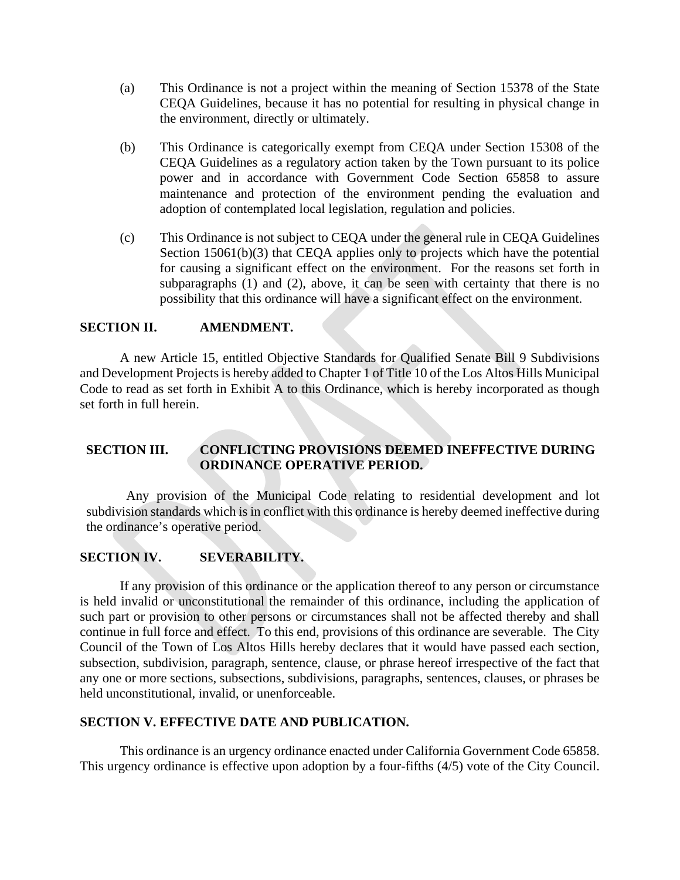(a) This Ordinance is not a project within the meaning of Section 15378 of the State CEQA Guidelines, because it has no potential for resulting in physical change in the environment, directly or ultimately.

(b) This Ordinance is categorically exempt from CEQA under Section 15308 of the CEQA Guidelines as a regulatory action taken by the Town pursuant to its police power and in accordance with Government Code Section 65858 to assure maintenance and protection of the environment pending the evaluation and adoption of contemplated local legislation, regulation and policies.

(c) This Ordinance is not subject to CEQA under the general rule in CEQA Guidelines Section 15061(b)(3) that CEQA applies only to projects which have the potential for causing a significant effect on the environment. For the reasons set forth in subparagraphs (1) and (2), above, it can be seen with certainty that there is no possibility that this ordinance will have a significant effect on the environment.

**SECTION II. AMENDMENT.**

A new Article 15, entitled Objective Standards for Qualified Senate Bill 9 Subdivisions and Development Projects is hereby added to Chapter 1 of Title 10 of the Los Altos Hills Municipal Code to read as set forth in Exhibit A to this Ordinance, which is hereby incorporated as though set forth in full herein.

**SECTION III. CONFLICTING PROVISIONS DEEMED INEFFECTIVE DURING ORDINANCE OPERATIVE PERIOD.**

Any provision of the Municipal Code relating to residential development and lot subdivision standards which is in conflict with this ordinance is hereby deemed ineffective during the ordinance's operative period.

**SECTION IV. SEVERABILITY.**

If any provision of this ordinance or the application thereof to any person or circumstance is held invalid or unconstitutional the remainder of this ordinance, including the application of such part or provision to other persons or circumstances shall not be affected thereby and shall continue in full force and effect. To this end, provisions of this ordinance are severable. The City Council of the Town of Los Altos Hills hereby declares that it would have passed each section, subsection, subdivision, paragraph, sentence, clause, or phrase hereof irrespective of the fact that any one or more sections, subsections, subdivisions, paragraphs, sentences, clauses, or phrases be held unconstitutional, invalid, or unenforceable.

**SECTION V. EFFECTIVE DATE AND PUBLICATION.**

This ordinance is an urgency ordinance enacted under California Government Code 65858. This urgency ordinance is effective upon adoption by a four-fifths (4/5) vote of the City Council.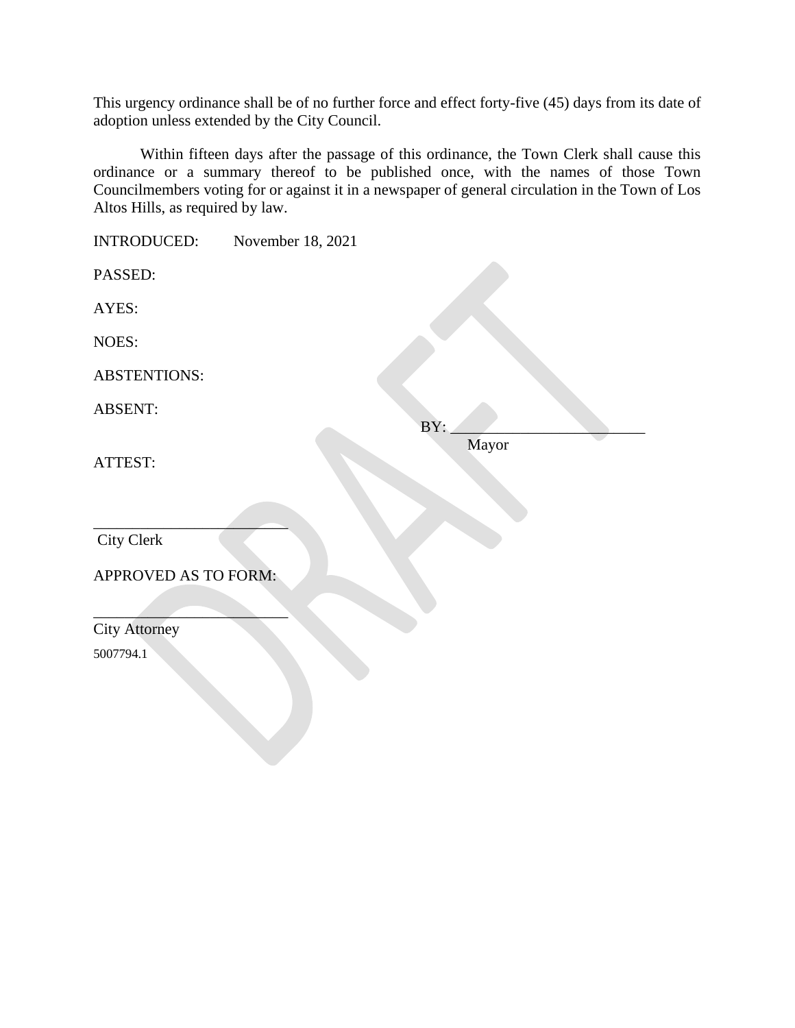This urgency ordinance shall be of no further force and effect forty-five (45) days from its date of adoption unless extended by the City Council.

Within fifteen days after the passage of this ordinance, the Town Clerk shall cause this ordinance or a summary thereof to be published once, with the names of those Town Councilmembers voting for or against it in a newspaper of general circulation in the Town of Los Altos Hills, as required by law.

INTRODUCED: November 18, 2021

PASSED:

AYES:

NOES:

ABSTENTIONS:

ABSENT:

BY: ___________________________
Mayor

ATTEST:

___________________________
City Clerk

APPROVED AS TO FORM:

___________________________
City Attorney

5007794.1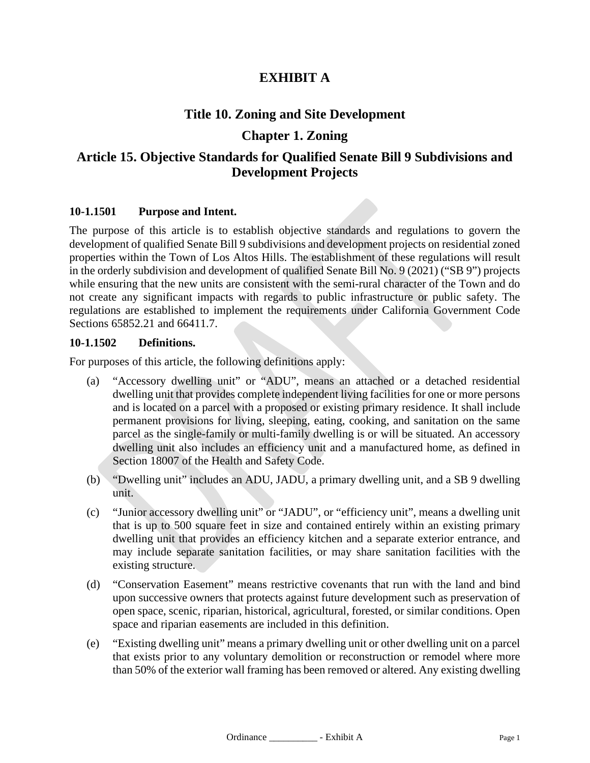# EXHIBIT A

## Title 10. Zoning and Site Development

## Chapter 1. Zoning

## Article 15. Objective Standards for Qualified Senate Bill 9 Subdivisions and Development Projects

### 10-1.1501 Purpose and Intent.

The purpose of this article is to establish objective standards and regulations to govern the development of qualified Senate Bill 9 subdivisions and development projects on residential zoned properties within the Town of Los Altos Hills. The establishment of these regulations will result in the orderly subdivision and development of qualified Senate Bill No. 9 (2021) ("SB 9") projects while ensuring that the new units are consistent with the semi-rural character of the Town and do not create any significant impacts with regards to public infrastructure or public safety. The regulations are established to implement the requirements under California Government Code Sections 65852.21 and 66411.7.

### 10-1.1502 Definitions.

For purposes of this article, the following definitions apply:

(a) "Accessory dwelling unit" or "ADU", means an attached or a detached residential dwelling unit that provides complete independent living facilities for one or more persons and is located on a parcel with a proposed or existing primary residence. It shall include permanent provisions for living, sleeping, eating, cooking, and sanitation on the same parcel as the single-family or multi-family dwelling is or will be situated. An accessory dwelling unit also includes an efficiency unit and a manufactured home, as defined in Section 18007 of the Health and Safety Code.

(b) "Dwelling unit" includes an ADU, JADU, a primary dwelling unit, and a SB 9 dwelling unit.

(c) "Junior accessory dwelling unit" or "JADU", or "efficiency unit", means a dwelling unit that is up to 500 square feet in size and contained entirely within an existing primary dwelling unit that provides an efficiency kitchen and a separate exterior entrance, and may include separate sanitation facilities, or may share sanitation facilities with the existing structure.

(d) "Conservation Easement" means restrictive covenants that run with the land and bind upon successive owners that protects against future development such as preservation of open space, scenic, riparian, historical, agricultural, forested, or similar conditions. Open space and riparian easements are included in this definition.

(e) "Existing dwelling unit" means a primary dwelling unit or other dwelling unit on a parcel that exists prior to any voluntary demolition or reconstruction or remodel where more than 50% of the exterior wall framing has been removed or altered. Any existing dwelling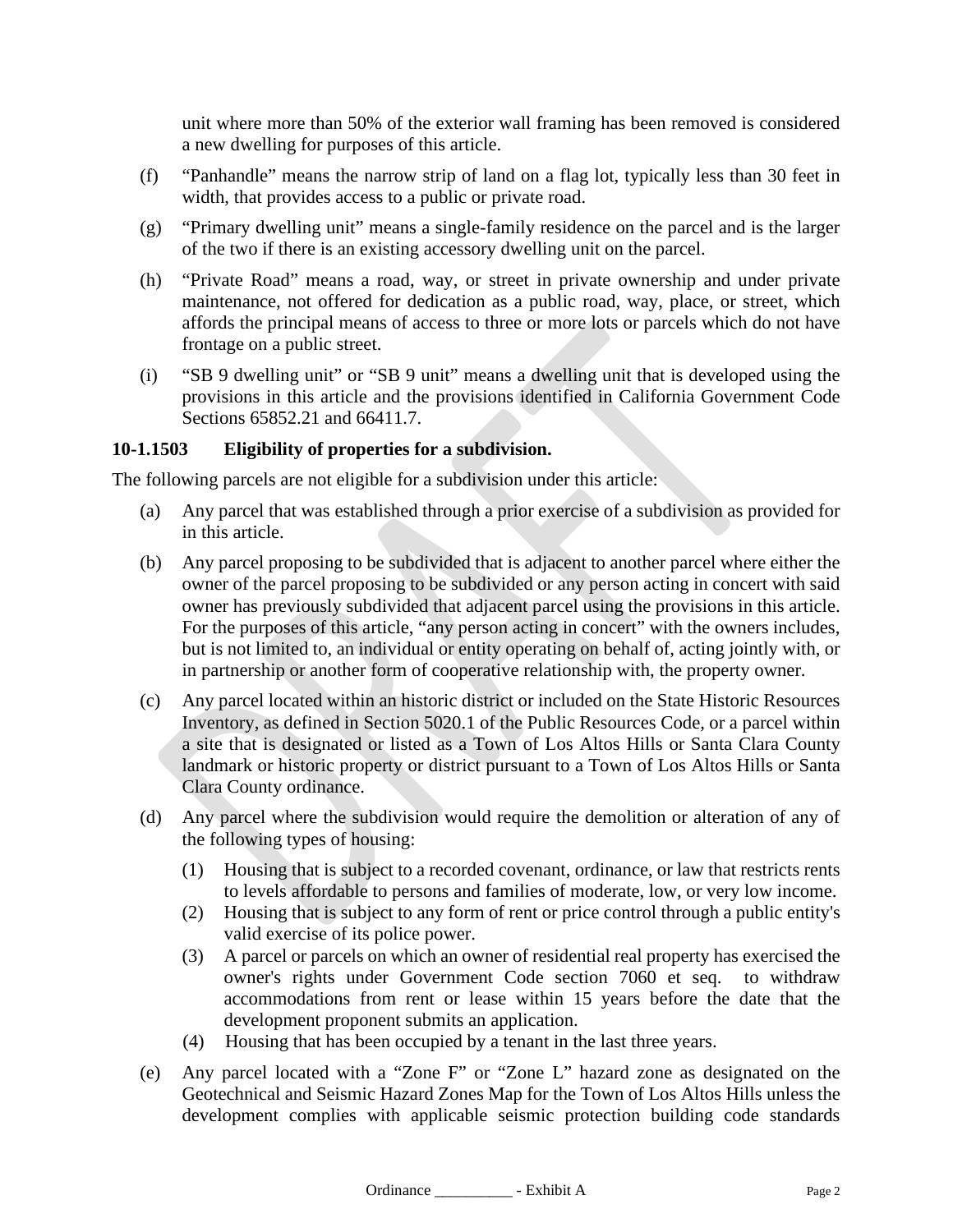unit where more than 50% of the exterior wall framing has been removed is considered a new dwelling for purposes of this article.

(f) "Panhandle" means the narrow strip of land on a flag lot, typically less than 30 feet in width, that provides access to a public or private road.

(g) "Primary dwelling unit" means a single-family residence on the parcel and is the larger of the two if there is an existing accessory dwelling unit on the parcel.

(h) "Private Road" means a road, way, or street in private ownership and under private maintenance, not offered for dedication as a public road, way, place, or street, which affords the principal means of access to three or more lots or parcels which do not have frontage on a public street.

(i) "SB 9 dwelling unit" or "SB 9 unit" means a dwelling unit that is developed using the provisions in this article and the provisions identified in California Government Code Sections 65852.21 and 66411.7.

**10-1.1503 Eligibility of properties for a subdivision.**

The following parcels are not eligible for a subdivision under this article:

(a) Any parcel that was established through a prior exercise of a subdivision as provided for in this article.

(b) Any parcel proposing to be subdivided that is adjacent to another parcel where either the owner of the parcel proposing to be subdivided or any person acting in concert with said owner has previously subdivided that adjacent parcel using the provisions in this article. For the purposes of this article, "any person acting in concert" with the owners includes, but is not limited to, an individual or entity operating on behalf of, acting jointly with, or in partnership or another form of cooperative relationship with, the property owner.

(c) Any parcel located within an historic district or included on the State Historic Resources Inventory, as defined in Section 5020.1 of the Public Resources Code, or a parcel within a site that is designated or listed as a Town of Los Altos Hills or Santa Clara County landmark or historic property or district pursuant to a Town of Los Altos Hills or Santa Clara County ordinance.

(d) Any parcel where the subdivision would require the demolition or alteration of any of the following types of housing:

(1) Housing that is subject to a recorded covenant, ordinance, or law that restricts rents to levels affordable to persons and families of moderate, low, or very low income.

(2) Housing that is subject to any form of rent or price control through a public entity's valid exercise of its police power.

(3) A parcel or parcels on which an owner of residential real property has exercised the owner's rights under Government Code section 7060 et seq. to withdraw accommodations from rent or lease within 15 years before the date that the development proponent submits an application.

(4) Housing that has been occupied by a tenant in the last three years.

(e) Any parcel located with a "Zone F" or "Zone L" hazard zone as designated on the Geotechnical and Seismic Hazard Zones Map for the Town of Los Altos Hills unless the development complies with applicable seismic protection building code standards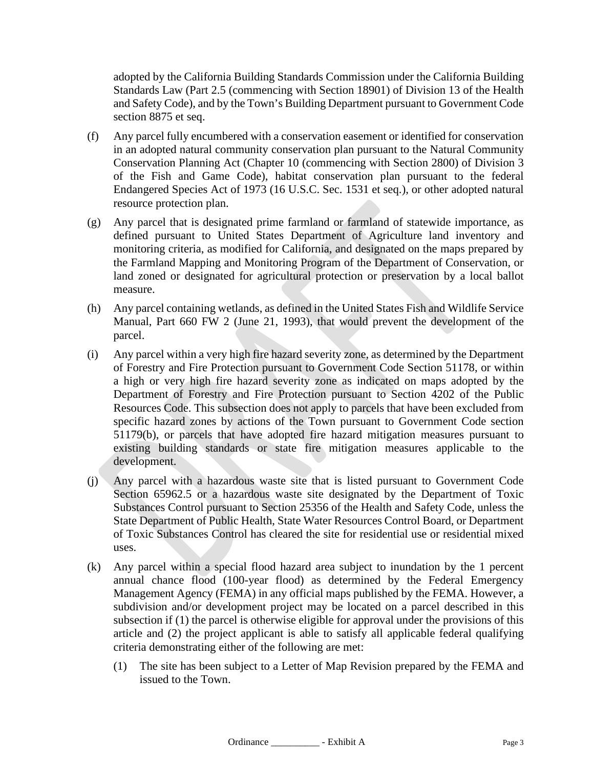adopted by the California Building Standards Commission under the California Building Standards Law (Part 2.5 (commencing with Section 18901) of Division 13 of the Health and Safety Code), and by the Town's Building Department pursuant to Government Code section 8875 et seq.

(f) Any parcel fully encumbered with a conservation easement or identified for conservation in an adopted natural community conservation plan pursuant to the Natural Community Conservation Planning Act (Chapter 10 (commencing with Section 2800) of Division 3 of the Fish and Game Code), habitat conservation plan pursuant to the federal Endangered Species Act of 1973 (16 U.S.C. Sec. 1531 et seq.), or other adopted natural resource protection plan.

(g) Any parcel that is designated prime farmland or farmland of statewide importance, as defined pursuant to United States Department of Agriculture land inventory and monitoring criteria, as modified for California, and designated on the maps prepared by the Farmland Mapping and Monitoring Program of the Department of Conservation, or land zoned or designated for agricultural protection or preservation by a local ballot measure.

(h) Any parcel containing wetlands, as defined in the United States Fish and Wildlife Service Manual, Part 660 FW 2 (June 21, 1993), that would prevent the development of the parcel.

(i) Any parcel within a very high fire hazard severity zone, as determined by the Department of Forestry and Fire Protection pursuant to Government Code Section 51178, or within a high or very high fire hazard severity zone as indicated on maps adopted by the Department of Forestry and Fire Protection pursuant to Section 4202 of the Public Resources Code. This subsection does not apply to parcels that have been excluded from specific hazard zones by actions of the Town pursuant to Government Code section 51179(b), or parcels that have adopted fire hazard mitigation measures pursuant to existing building standards or state fire mitigation measures applicable to the development.

(j) Any parcel with a hazardous waste site that is listed pursuant to Government Code Section 65962.5 or a hazardous waste site designated by the Department of Toxic Substances Control pursuant to Section 25356 of the Health and Safety Code, unless the State Department of Public Health, State Water Resources Control Board, or Department of Toxic Substances Control has cleared the site for residential use or residential mixed uses.

(k) Any parcel within a special flood hazard area subject to inundation by the 1 percent annual chance flood (100-year flood) as determined by the Federal Emergency Management Agency (FEMA) in any official maps published by the FEMA. However, a subdivision and/or development project may be located on a parcel described in this subsection if (1) the parcel is otherwise eligible for approval under the provisions of this article and (2) the project applicant is able to satisfy all applicable federal qualifying criteria demonstrating either of the following are met:

  (1) The site has been subject to a Letter of Map Revision prepared by the FEMA and issued to the Town.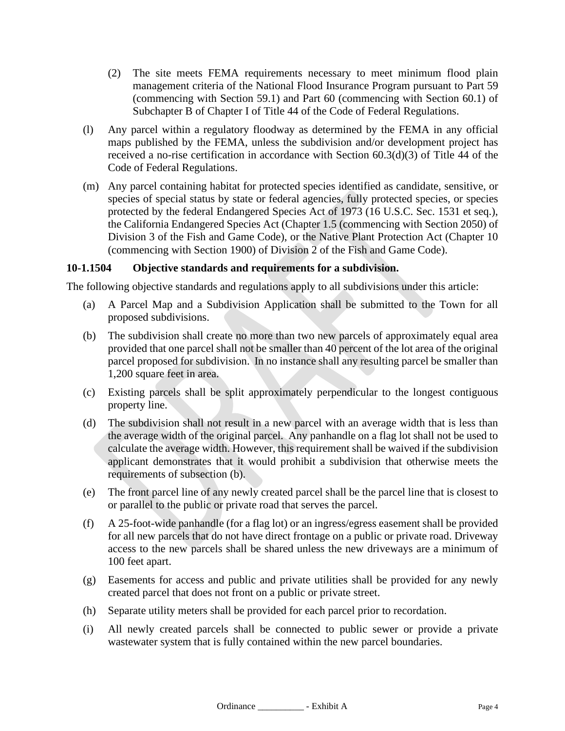(2) The site meets FEMA requirements necessary to meet minimum flood plain management criteria of the National Flood Insurance Program pursuant to Part 59 (commencing with Section 59.1) and Part 60 (commencing with Section 60.1) of Subchapter B of Chapter I of Title 44 of the Code of Federal Regulations.

(l) Any parcel within a regulatory floodway as determined by the FEMA in any official maps published by the FEMA, unless the subdivision and/or development project has received a no-rise certification in accordance with Section 60.3(d)(3) of Title 44 of the Code of Federal Regulations.

(m) Any parcel containing habitat for protected species identified as candidate, sensitive, or species of special status by state or federal agencies, fully protected species, or species protected by the federal Endangered Species Act of 1973 (16 U.S.C. Sec. 1531 et seq.), the California Endangered Species Act (Chapter 1.5 (commencing with Section 2050) of Division 3 of the Fish and Game Code), or the Native Plant Protection Act (Chapter 10 (commencing with Section 1900) of Division 2 of the Fish and Game Code).

**10-1.1504 Objective standards and requirements for a subdivision.**

The following objective standards and regulations apply to all subdivisions under this article:

(a) A Parcel Map and a Subdivision Application shall be submitted to the Town for all proposed subdivisions.

(b) The subdivision shall create no more than two new parcels of approximately equal area provided that one parcel shall not be smaller than 40 percent of the lot area of the original parcel proposed for subdivision. In no instance shall any resulting parcel be smaller than 1,200 square feet in area.

(c) Existing parcels shall be split approximately perpendicular to the longest contiguous property line.

(d) The subdivision shall not result in a new parcel with an average width that is less than the average width of the original parcel. Any panhandle on a flag lot shall not be used to calculate the average width. However, this requirement shall be waived if the subdivision applicant demonstrates that it would prohibit a subdivision that otherwise meets the requirements of subsection (b).

(e) The front parcel line of any newly created parcel shall be the parcel line that is closest to or parallel to the public or private road that serves the parcel.

(f) A 25-foot-wide panhandle (for a flag lot) or an ingress/egress easement shall be provided for all new parcels that do not have direct frontage on a public or private road. Driveway access to the new parcels shall be shared unless the new driveways are a minimum of 100 feet apart.

(g) Easements for access and public and private utilities shall be provided for any newly created parcel that does not front on a public or private street.

(h) Separate utility meters shall be provided for each parcel prior to recordation.

(i) All newly created parcels shall be connected to public sewer or provide a private wastewater system that is fully contained within the new parcel boundaries.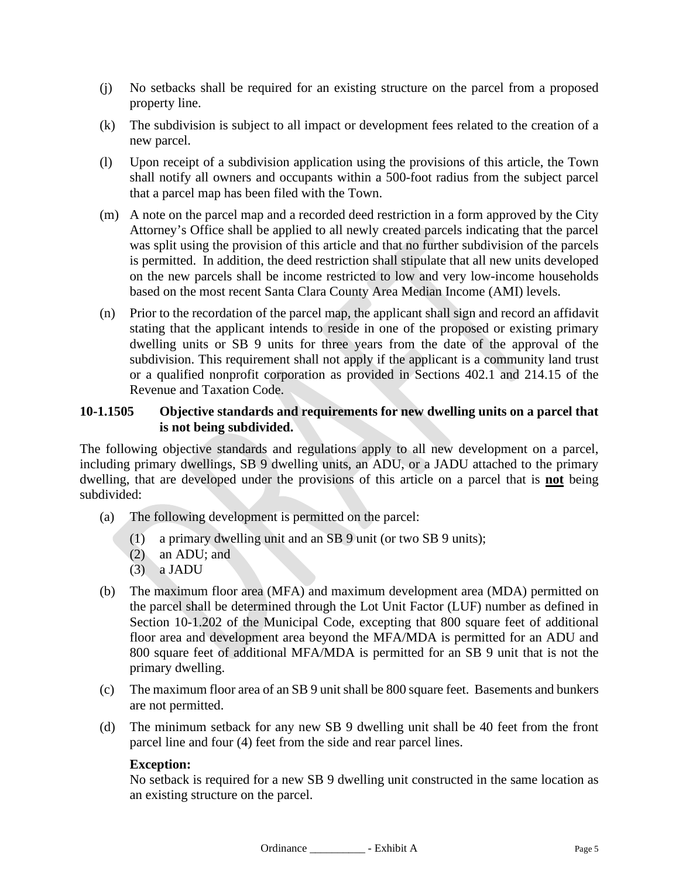(j) No setbacks shall be required for an existing structure on the parcel from a proposed property line.

(k) The subdivision is subject to all impact or development fees related to the creation of a new parcel.

(l) Upon receipt of a subdivision application using the provisions of this article, the Town shall notify all owners and occupants within a 500-foot radius from the subject parcel that a parcel map has been filed with the Town.

(m) A note on the parcel map and a recorded deed restriction in a form approved by the City Attorney's Office shall be applied to all newly created parcels indicating that the parcel was split using the provision of this article and that no further subdivision of the parcels is permitted. In addition, the deed restriction shall stipulate that all new units developed on the new parcels shall be income restricted to low and very low-income households based on the most recent Santa Clara County Area Median Income (AMI) levels.

(n) Prior to the recordation of the parcel map, the applicant shall sign and record an affidavit stating that the applicant intends to reside in one of the proposed or existing primary dwelling units or SB 9 units for three years from the date of the approval of the subdivision. This requirement shall not apply if the applicant is a community land trust or a qualified nonprofit corporation as provided in Sections 402.1 and 214.15 of the Revenue and Taxation Code.

### 10-1.1505 Objective standards and requirements for new dwelling units on a parcel that is not being subdivided.

The following objective standards and regulations apply to all new development on a parcel, including primary dwellings, SB 9 dwelling units, an ADU, or a JADU attached to the primary dwelling, that are developed under the provisions of this article on a parcel that is **not** being subdivided:

(a) The following development is permitted on the parcel:

  (1) a primary dwelling unit and an SB 9 unit (or two SB 9 units);
  (2) an ADU; and
  (3) a JADU

(b) The maximum floor area (MFA) and maximum development area (MDA) permitted on the parcel shall be determined through the Lot Unit Factor (LUF) number as defined in Section 10-1.202 of the Municipal Code, excepting that 800 square feet of additional floor area and development area beyond the MFA/MDA is permitted for an ADU and 800 square feet of additional MFA/MDA is permitted for an SB 9 unit that is not the primary dwelling.

(c) The maximum floor area of an SB 9 unit shall be 800 square feet. Basements and bunkers are not permitted.

(d) The minimum setback for any new SB 9 dwelling unit shall be 40 feet from the front parcel line and four (4) feet from the side and rear parcel lines.

**Exception:**
No setback is required for a new SB 9 dwelling unit constructed in the same location as an existing structure on the parcel.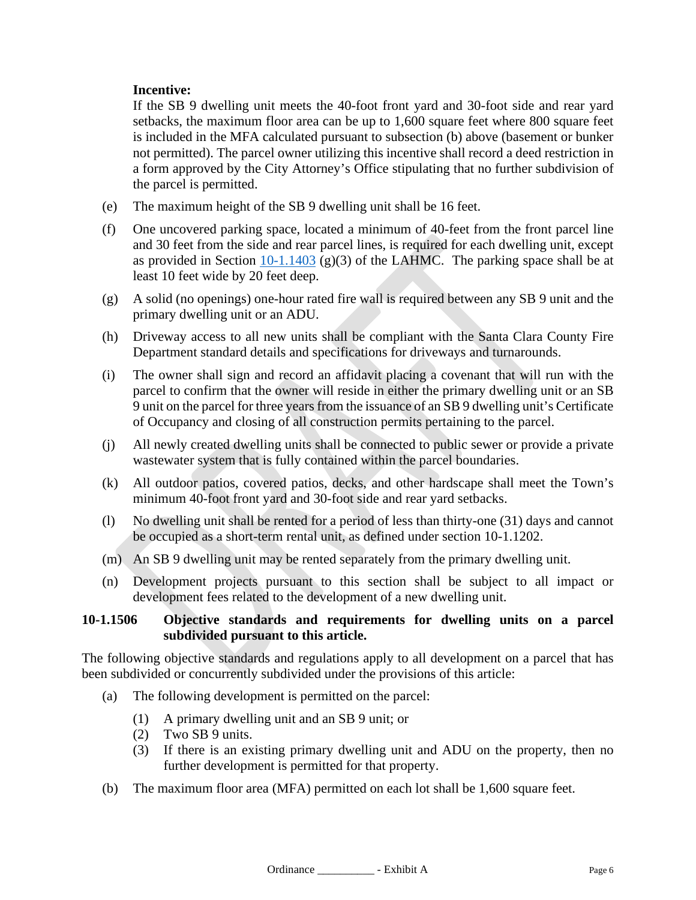**Incentive:**

If the SB 9 dwelling unit meets the 40-foot front yard and 30-foot side and rear yard setbacks, the maximum floor area can be up to 1,600 square feet where 800 square feet is included in the MFA calculated pursuant to subsection (b) above (basement or bunker not permitted). The parcel owner utilizing this incentive shall record a deed restriction in a form approved by the City Attorney's Office stipulating that no further subdivision of the parcel is permitted.

(e) The maximum height of the SB 9 dwelling unit shall be 16 feet.

(f) One uncovered parking space, located a minimum of 40-feet from the front parcel line and 30 feet from the side and rear parcel lines, is required for each dwelling unit, except as provided in Section 10-1.1403 (g)(3) of the LAHMC. The parking space shall be at least 10 feet wide by 20 feet deep.

(g) A solid (no openings) one-hour rated fire wall is required between any SB 9 unit and the primary dwelling unit or an ADU.

(h) Driveway access to all new units shall be compliant with the Santa Clara County Fire Department standard details and specifications for driveways and turnarounds.

(i) The owner shall sign and record an affidavit placing a covenant that will run with the parcel to confirm that the owner will reside in either the primary dwelling unit or an SB 9 unit on the parcel for three years from the issuance of an SB 9 dwelling unit's Certificate of Occupancy and closing of all construction permits pertaining to the parcel.

(j) All newly created dwelling units shall be connected to public sewer or provide a private wastewater system that is fully contained within the parcel boundaries.

(k) All outdoor patios, covered patios, decks, and other hardscape shall meet the Town's minimum 40-foot front yard and 30-foot side and rear yard setbacks.

(l) No dwelling unit shall be rented for a period of less than thirty-one (31) days and cannot be occupied as a short-term rental unit, as defined under section 10-1.1202.

(m) An SB 9 dwelling unit may be rented separately from the primary dwelling unit.

(n) Development projects pursuant to this section shall be subject to all impact or development fees related to the development of a new dwelling unit.

**10-1.1506 Objective standards and requirements for dwelling units on a parcel subdivided pursuant to this article.**

The following objective standards and regulations apply to all development on a parcel that has been subdivided or concurrently subdivided under the provisions of this article:

(a) The following development is permitted on the parcel:

(1) A primary dwelling unit and an SB 9 unit; or
(2) Two SB 9 units.
(3) If there is an existing primary dwelling unit and ADU on the property, then no further development is permitted for that property.

(b) The maximum floor area (MFA) permitted on each lot shall be 1,600 square feet.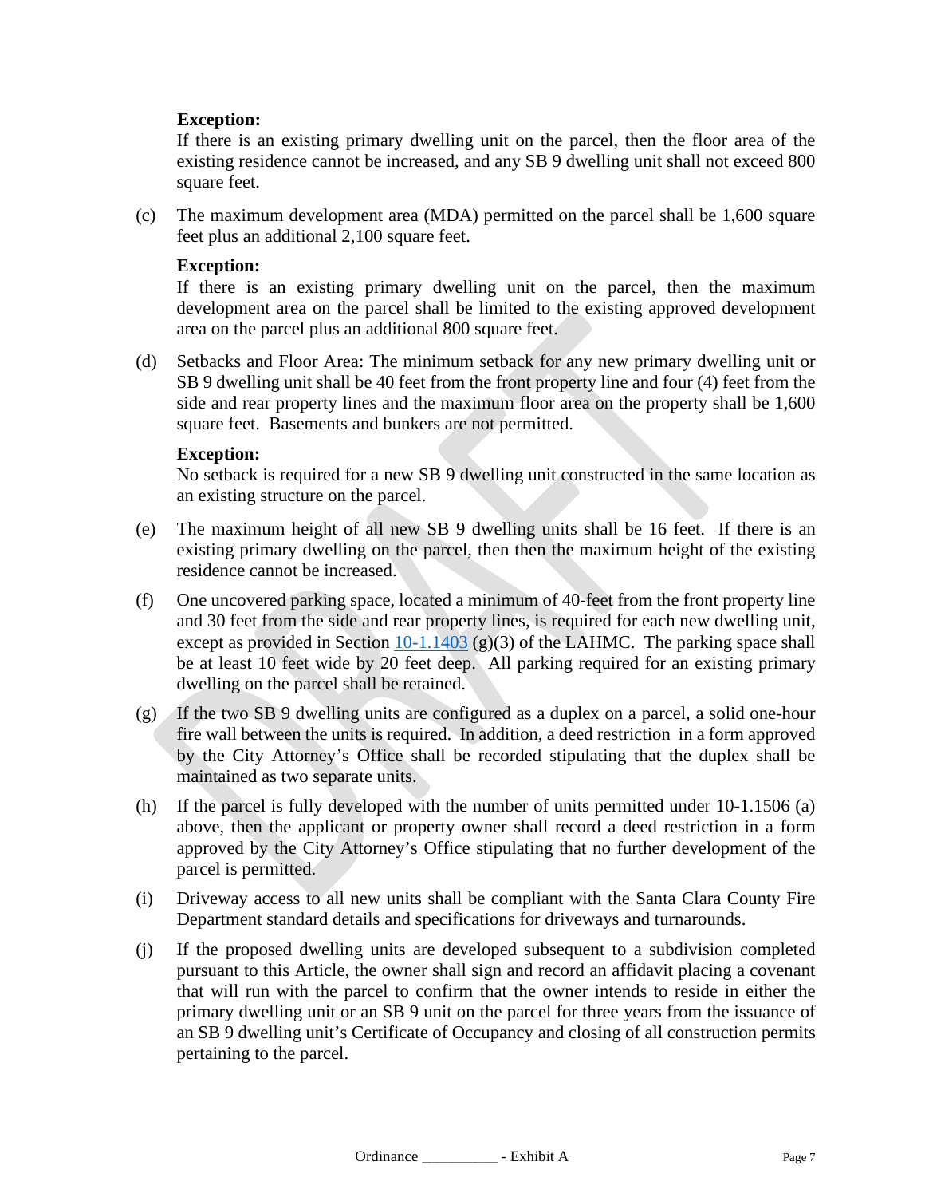**Exception:**
If there is an existing primary dwelling unit on the parcel, then the floor area of the existing residence cannot be increased, and any SB 9 dwelling unit shall not exceed 800 square feet.

(c) The maximum development area (MDA) permitted on the parcel shall be 1,600 square feet plus an additional 2,100 square feet.

**Exception:**
If there is an existing primary dwelling unit on the parcel, then the maximum development area on the parcel shall be limited to the existing approved development area on the parcel plus an additional 800 square feet.

(d) Setbacks and Floor Area: The minimum setback for any new primary dwelling unit or SB 9 dwelling unit shall be 40 feet from the front property line and four (4) feet from the side and rear property lines and the maximum floor area on the property shall be 1,600 square feet. Basements and bunkers are not permitted.

**Exception:**
No setback is required for a new SB 9 dwelling unit constructed in the same location as an existing structure on the parcel.

(e) The maximum height of all new SB 9 dwelling units shall be 16 feet. If there is an existing primary dwelling on the parcel, then then the maximum height of the existing residence cannot be increased.

(f) One uncovered parking space, located a minimum of 40-feet from the front property line and 30 feet from the side and rear property lines, is required for each new dwelling unit, except as provided in Section 10-1.1403 (g)(3) of the LAHMC. The parking space shall be at least 10 feet wide by 20 feet deep. All parking required for an existing primary dwelling on the parcel shall be retained.

(g) If the two SB 9 dwelling units are configured as a duplex on a parcel, a solid one-hour fire wall between the units is required. In addition, a deed restriction in a form approved by the City Attorney's Office shall be recorded stipulating that the duplex shall be maintained as two separate units.

(h) If the parcel is fully developed with the number of units permitted under 10-1.1506 (a) above, then the applicant or property owner shall record a deed restriction in a form approved by the City Attorney's Office stipulating that no further development of the parcel is permitted.

(i) Driveway access to all new units shall be compliant with the Santa Clara County Fire Department standard details and specifications for driveways and turnarounds.

(j) If the proposed dwelling units are developed subsequent to a subdivision completed pursuant to this Article, the owner shall sign and record an affidavit placing a covenant that will run with the parcel to confirm that the owner intends to reside in either the primary dwelling unit or an SB 9 unit on the parcel for three years from the issuance of an SB 9 dwelling unit's Certificate of Occupancy and closing of all construction permits pertaining to the parcel.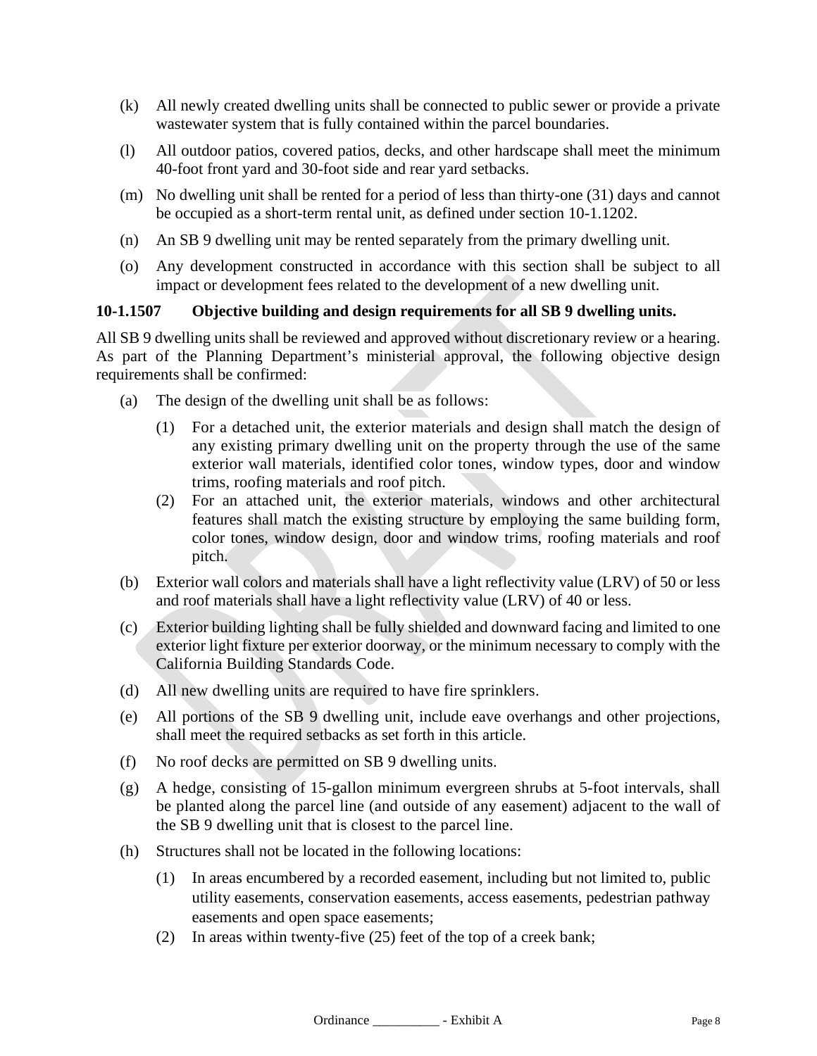(k) All newly created dwelling units shall be connected to public sewer or provide a private wastewater system that is fully contained within the parcel boundaries.

(l) All outdoor patios, covered patios, decks, and other hardscape shall meet the minimum 40-foot front yard and 30-foot side and rear yard setbacks.

(m) No dwelling unit shall be rented for a period of less than thirty-one (31) days and cannot be occupied as a short-term rental unit, as defined under section 10-1.1202.

(n) An SB 9 dwelling unit may be rented separately from the primary dwelling unit.

(o) Any development constructed in accordance with this section shall be subject to all impact or development fees related to the development of a new dwelling unit.

**10-1.1507 Objective building and design requirements for all SB 9 dwelling units.**

All SB 9 dwelling units shall be reviewed and approved without discretionary review or a hearing. As part of the Planning Department's ministerial approval, the following objective design requirements shall be confirmed:

(a) The design of the dwelling unit shall be as follows:

 (1) For a detached unit, the exterior materials and design shall match the design of any existing primary dwelling unit on the property through the use of the same exterior wall materials, identified color tones, window types, door and window trims, roofing materials and roof pitch.

 (2) For an attached unit, the exterior materials, windows and other architectural features shall match the existing structure by employing the same building form, color tones, window design, door and window trims, roofing materials and roof pitch.

(b) Exterior wall colors and materials shall have a light reflectivity value (LRV) of 50 or less and roof materials shall have a light reflectivity value (LRV) of 40 or less.

(c) Exterior building lighting shall be fully shielded and downward facing and limited to one exterior light fixture per exterior doorway, or the minimum necessary to comply with the California Building Standards Code.

(d) All new dwelling units are required to have fire sprinklers.

(e) All portions of the SB 9 dwelling unit, include eave overhangs and other projections, shall meet the required setbacks as set forth in this article.

(f) No roof decks are permitted on SB 9 dwelling units.

(g) A hedge, consisting of 15-gallon minimum evergreen shrubs at 5-foot intervals, shall be planted along the parcel line (and outside of any easement) adjacent to the wall of the SB 9 dwelling unit that is closest to the parcel line.

(h) Structures shall not be located in the following locations:

 (1) In areas encumbered by a recorded easement, including but not limited to, public utility easements, conservation easements, access easements, pedestrian pathway easements and open space easements;

 (2) In areas within twenty-five (25) feet of the top of a creek bank;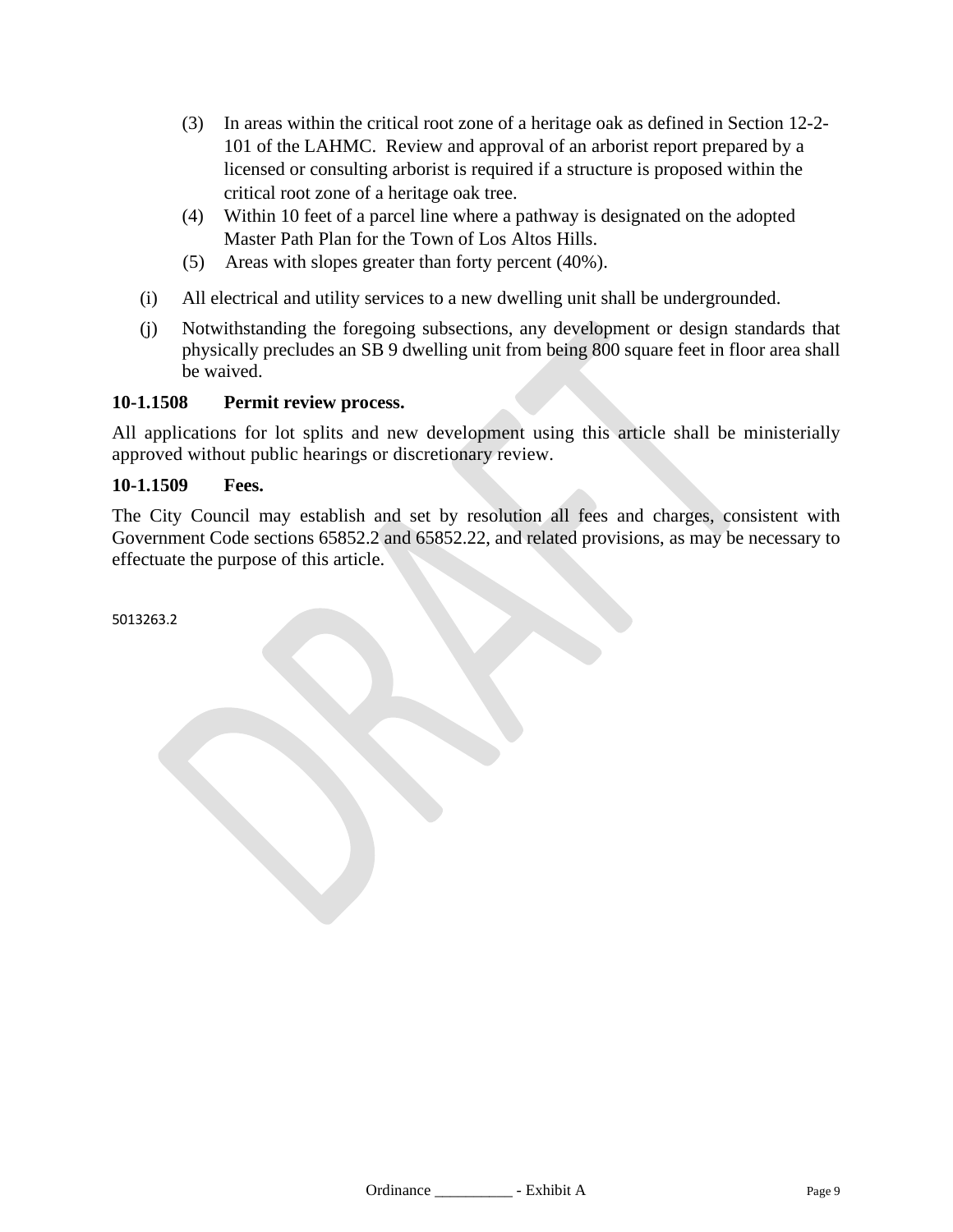(3) In areas within the critical root zone of a heritage oak as defined in Section 12-2-101 of the LAHMC. Review and approval of an arborist report prepared by a licensed or consulting arborist is required if a structure is proposed within the critical root zone of a heritage oak tree.

(4) Within 10 feet of a parcel line where a pathway is designated on the adopted Master Path Plan for the Town of Los Altos Hills.

(5) Areas with slopes greater than forty percent (40%).

(i) All electrical and utility services to a new dwelling unit shall be undergrounded.

(j) Notwithstanding the foregoing subsections, any development or design standards that physically precludes an SB 9 dwelling unit from being 800 square feet in floor area shall be waived.

**10-1.1508 Permit review process.**

All applications for lot splits and new development using this article shall be ministerially approved without public hearings or discretionary review.

**10-1.1509 Fees.**

The City Council may establish and set by resolution all fees and charges, consistent with Government Code sections 65852.2 and 65852.22, and related provisions, as may be necessary to effectuate the purpose of this article.

5013263.2